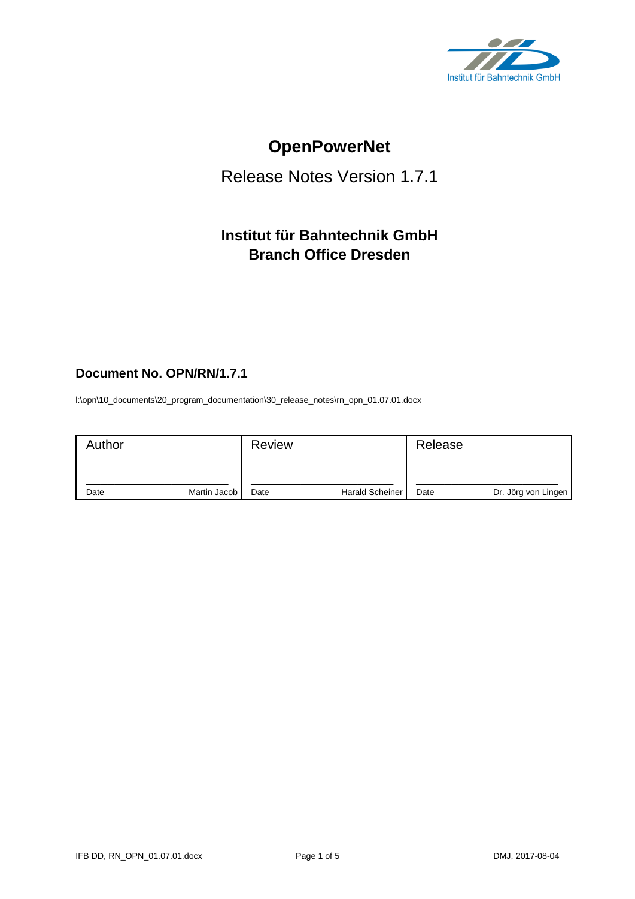Institut für Bahntechnik GmbH

# OpenPowerNet

## Release Notes Version 1.7.1

### Institut für Bahntechnik GmbH
### Branch Office Dresden

**Document No. OPN/RN/1.7.1**

I:\opn\10_documents\20_program_documentation\30_release_notes\rn_opn_01.07.01.docx

| Author | Review | Release |
| --- | --- | --- |
| Date Martin Jacob | Date Harald Scheiner | Date Dr. Jörg von Lingen |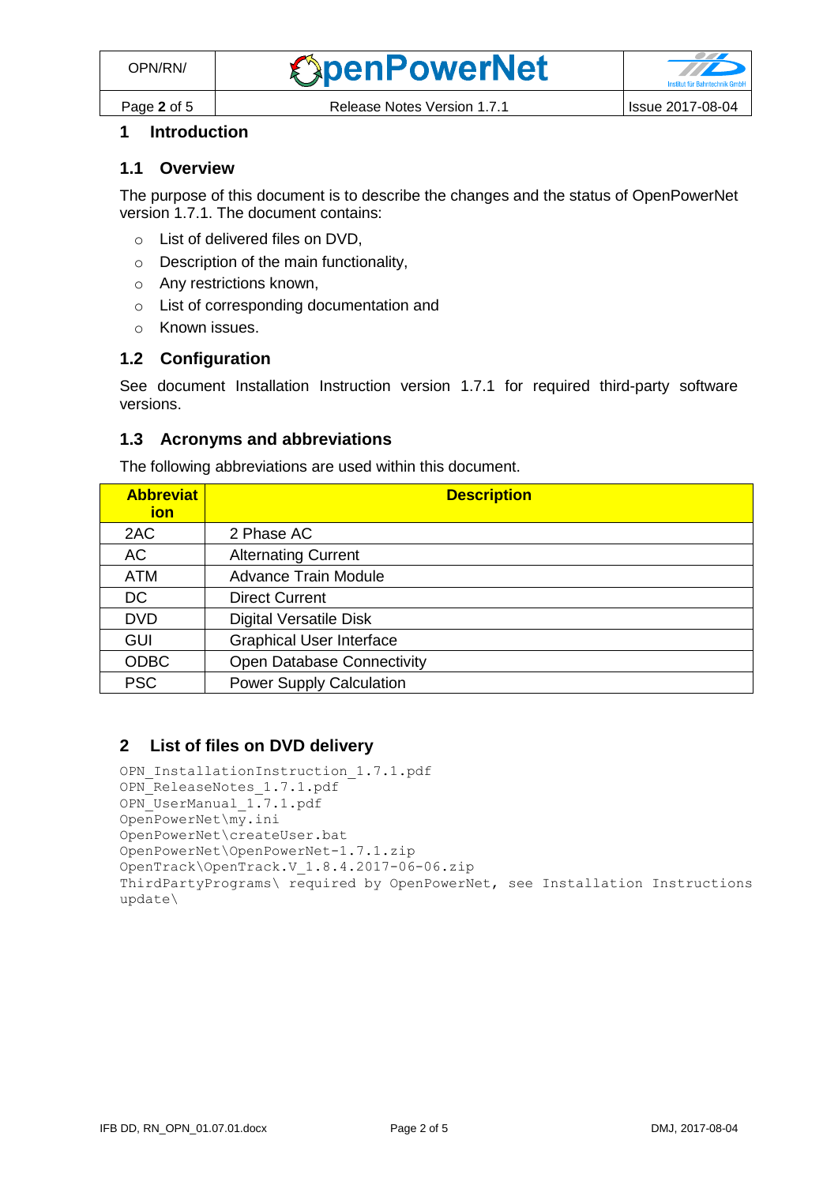# 1 Introduction

## 1.1 Overview

The purpose of this document is to describe the changes and the status of OpenPowerNet version 1.7.1. The document contains:

- List of delivered files on DVD,
- Description of the main functionality,
- Any restrictions known,
- List of corresponding documentation and
- Known issues.

## 1.2 Configuration

See document Installation Instruction version 1.7.1 for required third-party software versions.

## 1.3 Acronyms and abbreviations

The following abbreviations are used within this document.

| Abbreviation | Description |
|---|---|
| 2AC | 2 Phase AC |
| AC | Alternating Current |
| ATM | Advance Train Module |
| DC | Direct Current |
| DVD | Digital Versatile Disk |
| GUI | Graphical User Interface |
| ODBC | Open Database Connectivity |
| PSC | Power Supply Calculation |

# 2 List of files on DVD delivery

```
OPN_InstallationInstruction_1.7.1.pdf
OPN_ReleaseNotes_1.7.1.pdf
OPN_UserManual_1.7.1.pdf
OpenPowerNet\my.ini
OpenPowerNet\createUser.bat
OpenPowerNet\OpenPowerNet-1.7.1.zip
OpenTrack\OpenTrack.V_1.8.4.2017-06-06.zip
ThirdPartyPrograms\ required by OpenPowerNet, see Installation Instructions
update\
```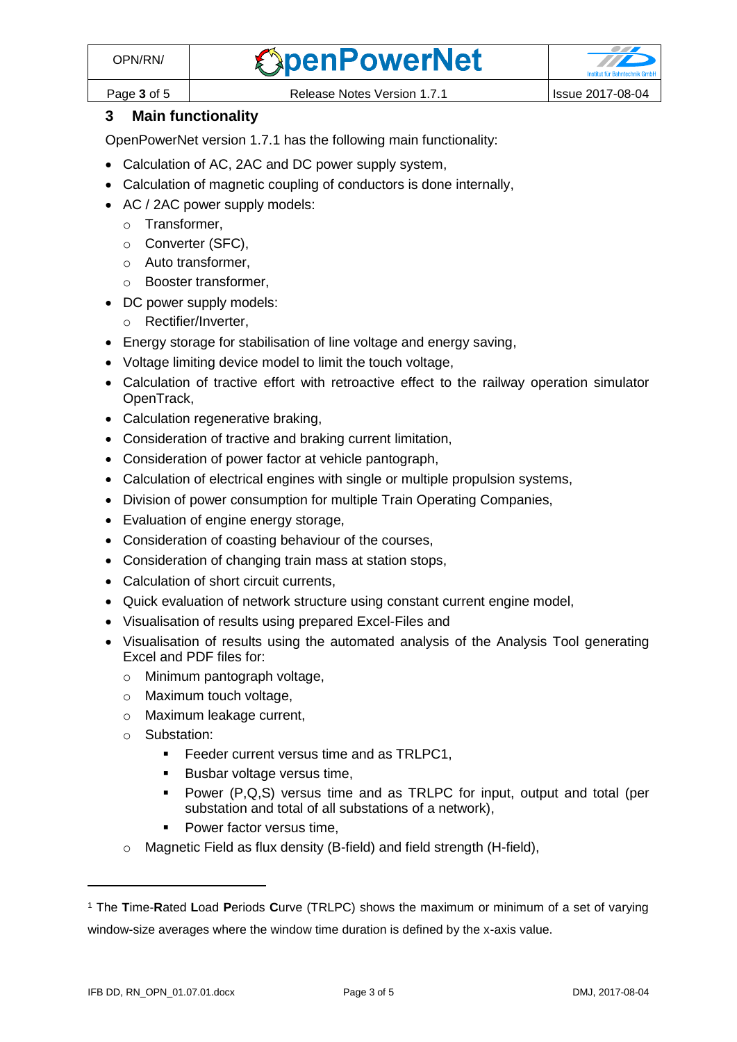## 3 Main functionality

OpenPowerNet version 1.7.1 has the following main functionality:

- Calculation of AC, 2AC and DC power supply system,
- Calculation of magnetic coupling of conductors is done internally,
- AC / 2AC power supply models:
  - Transformer,
  - Converter (SFC),
  - Auto transformer,
  - Booster transformer,
- DC power supply models:
  - Rectifier/Inverter,
- Energy storage for stabilisation of line voltage and energy saving,
- Voltage limiting device model to limit the touch voltage,
- Calculation of tractive effort with retroactive effect to the railway operation simulator OpenTrack,
- Calculation regenerative braking,
- Consideration of tractive and braking current limitation,
- Consideration of power factor at vehicle pantograph,
- Calculation of electrical engines with single or multiple propulsion systems,
- Division of power consumption for multiple Train Operating Companies,
- Evaluation of engine energy storage,
- Consideration of coasting behaviour of the courses,
- Consideration of changing train mass at station stops,
- Calculation of short circuit currents,
- Quick evaluation of network structure using constant current engine model,
- Visualisation of results using prepared Excel-Files and
- Visualisation of results using the automated analysis of the Analysis Tool generating Excel and PDF files for:
  - Minimum pantograph voltage,
  - Maximum touch voltage,
  - Maximum leakage current,
  - Substation:
    - Feeder current versus time and as TRLPC[1],
    - Busbar voltage versus time,
    - Power (P,Q,S) versus time and as TRLPC for input, output and total (per substation and total of all substations of a network),
    - Power factor versus time,
  - Magnetic Field as flux density (B-field) and field strength (H-field),

---

[1] The **T**ime-**R**ated **L**oad **P**eriods **C**urve (TRLPC) shows the maximum or minimum of a set of varying window-size averages where the window time duration is defined by the x-axis value.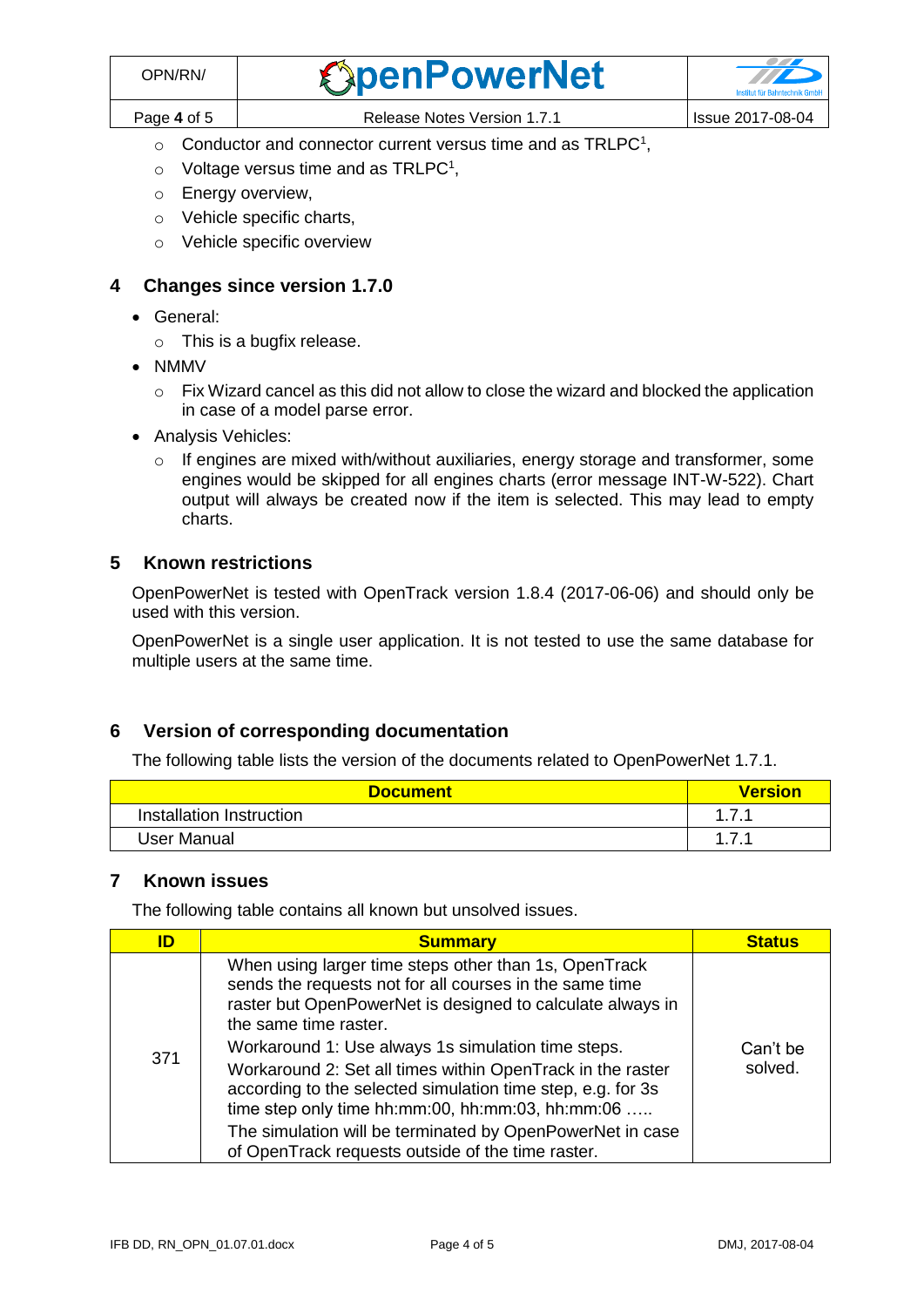- Conductor and connector current versus time and as TRLPC[1],
   - Voltage versus time and as TRLPC[1],
   - Energy overview,
   - Vehicle specific charts,
   - Vehicle specific overview

## 4 Changes since version 1.7.0

- General:
  - This is a bugfix release.
- NMMV
  - Fix Wizard cancel as this did not allow to close the wizard and blocked the application in case of a model parse error.
- Analysis Vehicles:
  - If engines are mixed with/without auxiliaries, energy storage and transformer, some engines would be skipped for all engines charts (error message INT-W-522). Chart output will always be created now if the item is selected. This may lead to empty charts.

## 5 Known restrictions

OpenPowerNet is tested with OpenTrack version 1.8.4 (2017-06-06) and should only be used with this version.

OpenPowerNet is a single user application. It is not tested to use the same database for multiple users at the same time.

## 6 Version of corresponding documentation

The following table lists the version of the documents related to OpenPowerNet 1.7.1.

| Document | Version |
|---|---|
| Installation Instruction | 1.7.1 |
| User Manual | 1.7.1 |

## 7 Known issues

The following table contains all known but unsolved issues.

| ID | Summary | Status |
|---|---|---|
| 371 | When using larger time steps other than 1s, OpenTrack sends the requests not for all courses in the same time raster but OpenPowerNet is designed to calculate always in the same time raster.<br>Workaround 1: Use always 1s simulation time steps.<br>Workaround 2: Set all times within OpenTrack in the raster according to the selected simulation time step, e.g. for 3s time step only time hh:mm:00, hh:mm:03, hh:mm:06 …..<br>The simulation will be terminated by OpenPowerNet in case of OpenTrack requests outside of the time raster. | Can't be solved. |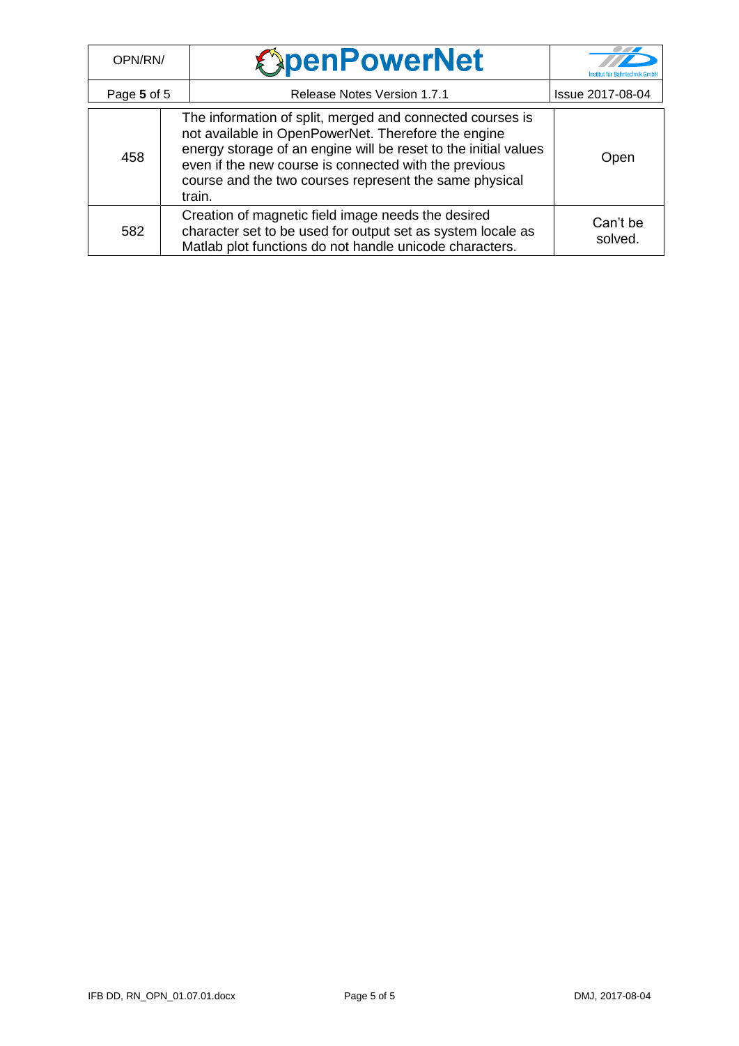| | | |
|---|---|---|
| 458 | The information of split, merged and connected courses is not available in OpenPowerNet. Therefore the engine energy storage of an engine will be reset to the initial values even if the new course is connected with the previous course and the two courses represent the same physical train. | Open |
| 582 | Creation of magnetic field image needs the desired character set to be used for output set as system locale as Matlab plot functions do not handle unicode characters. | Can't be solved. |